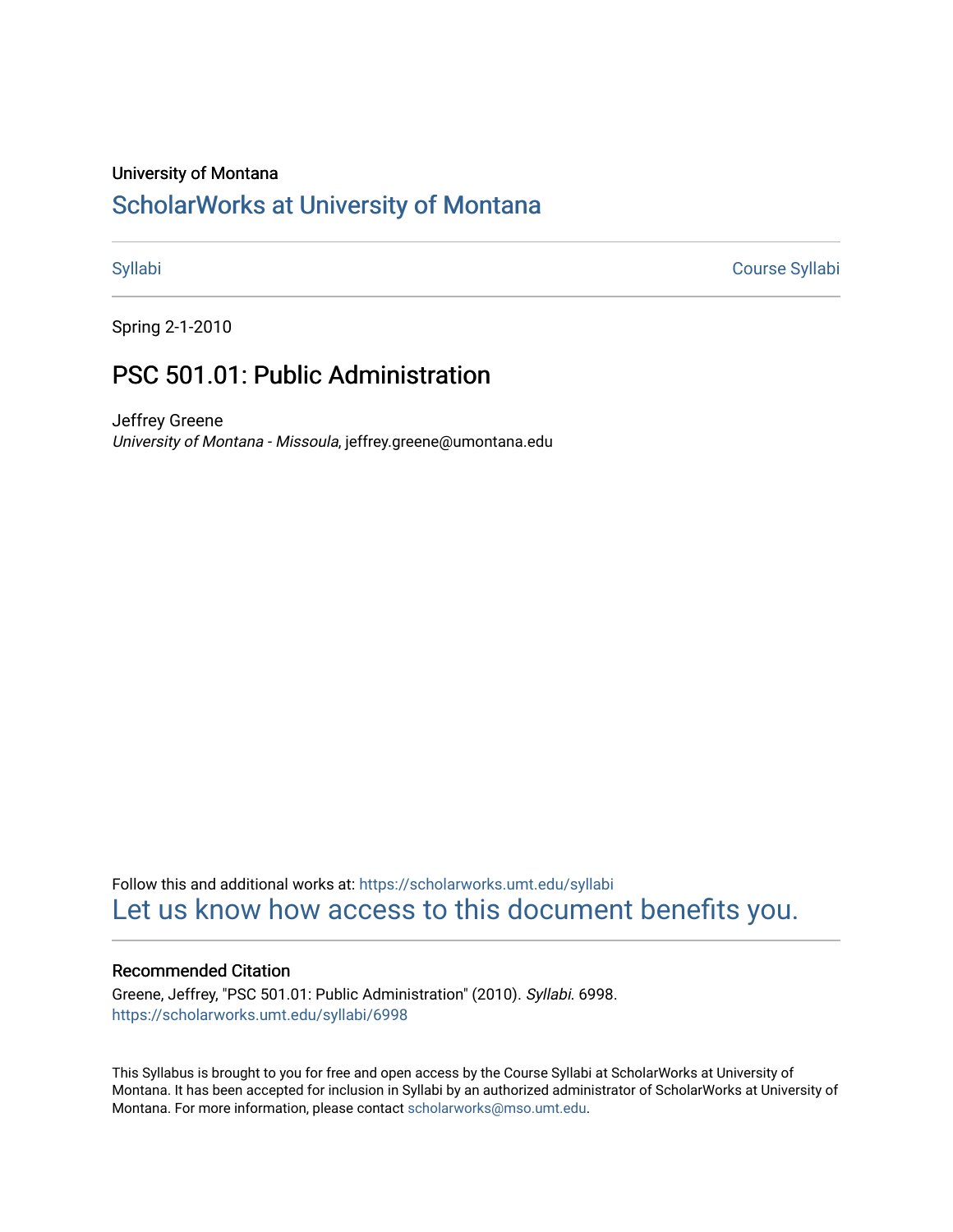University of Montana

# ScholarWorks at University of Montana

Syllabi | Course Syllabi

Spring 2-1-2010

## PSC 501.01: Public Administration

Jeffrey Greene
*University of Montana - Missoula*, jeffrey.greene@umontana.edu

Follow this and additional works at: https://scholarworks.umt.edu/syllabi

Let us know how access to this document benefits you.

### Recommended Citation

Greene, Jeffrey, "PSC 501.01: Public Administration" (2010). *Syllabi*. 6998.
https://scholarworks.umt.edu/syllabi/6998

This Syllabus is brought to you for free and open access by the Course Syllabi at ScholarWorks at University of Montana. It has been accepted for inclusion in Syllabi by an authorized administrator of ScholarWorks at University of Montana. For more information, please contact scholarworks@mso.umt.edu.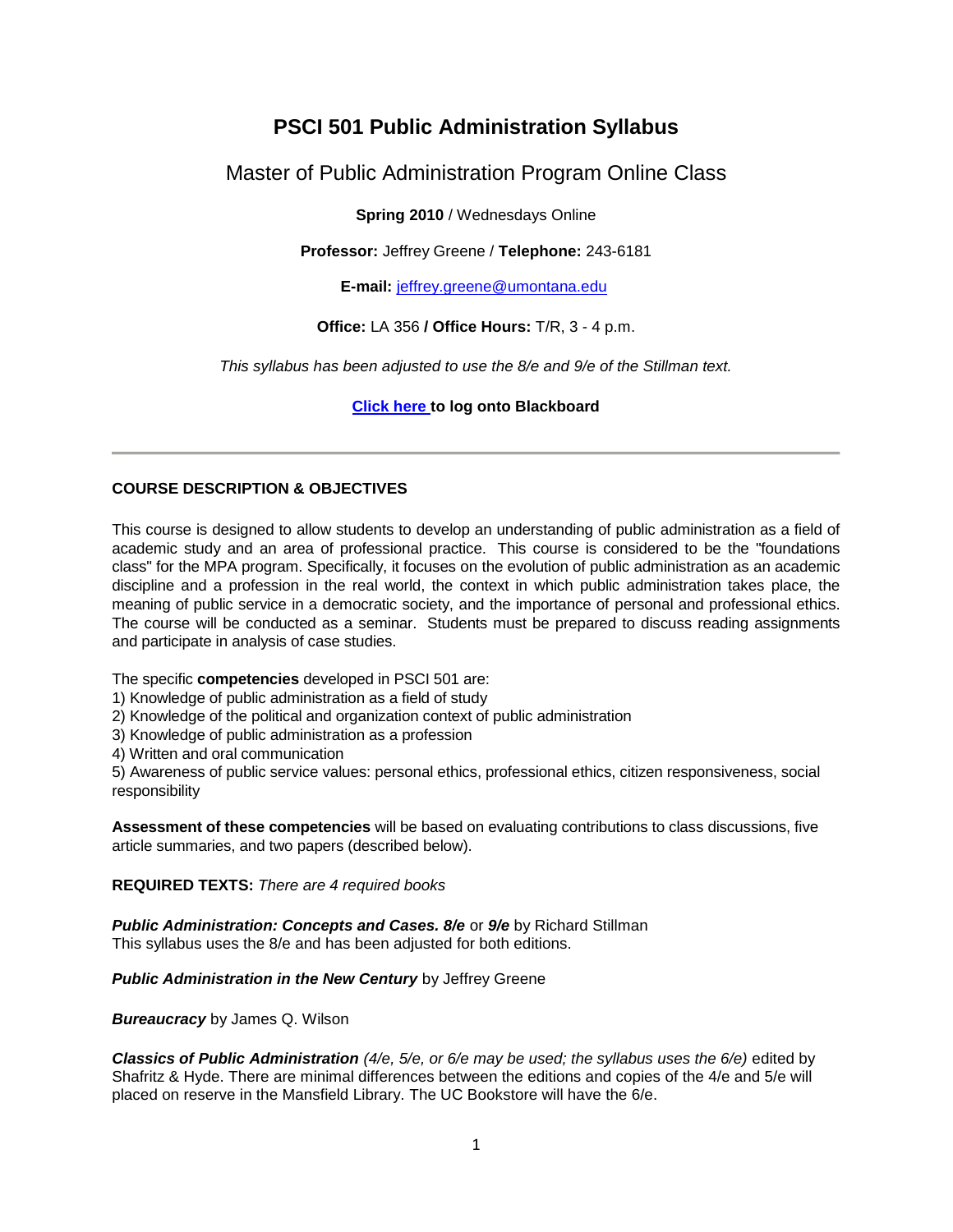# PSCI 501 Public Administration Syllabus

## Master of Public Administration Program Online Class

**Spring 2010** / Wednesdays Online

**Professor:** Jeffrey Greene / **Telephone:** 243-6181

**E-mail:** jeffrey.greene@umontana.edu

**Office:** LA 356 **/ Office Hours:** T/R, 3 - 4 p.m.

*This syllabus has been adjusted to use the 8/e and 9/e of the Stillman text.*

**Click here to log onto Blackboard**

---

### COURSE DESCRIPTION & OBJECTIVES

This course is designed to allow students to develop an understanding of public administration as a field of academic study and an area of professional practice. This course is considered to be the "foundations class" for the MPA program. Specifically, it focuses on the evolution of public administration as an academic discipline and a profession in the real world, the context in which public administration takes place, the meaning of public service in a democratic society, and the importance of personal and professional ethics. The course will be conducted as a seminar. Students must be prepared to discuss reading assignments and participate in analysis of case studies.

The specific **competencies** developed in PSCI 501 are:
1) Knowledge of public administration as a field of study
2) Knowledge of the political and organization context of public administration
3) Knowledge of public administration as a profession
4) Written and oral communication
5) Awareness of public service values: personal ethics, professional ethics, citizen responsiveness, social responsibility

**Assessment of these competencies** will be based on evaluating contributions to class discussions, five article summaries, and two papers (described below).

**REQUIRED TEXTS:** *There are 4 required books*

***Public Administration: Concepts and Cases. 8/e*** or ***9/e*** by Richard Stillman
This syllabus uses the 8/e and has been adjusted for both editions.

***Public Administration in the New Century*** by Jeffrey Greene

***Bureaucracy*** by James Q. Wilson

***Classics of Public Administration*** *(4/e, 5/e, or 6/e may be used; the syllabus uses the 6/e)* edited by Shafritz & Hyde. There are minimal differences between the editions and copies of the 4/e and 5/e will placed on reserve in the Mansfield Library. The UC Bookstore will have the 6/e.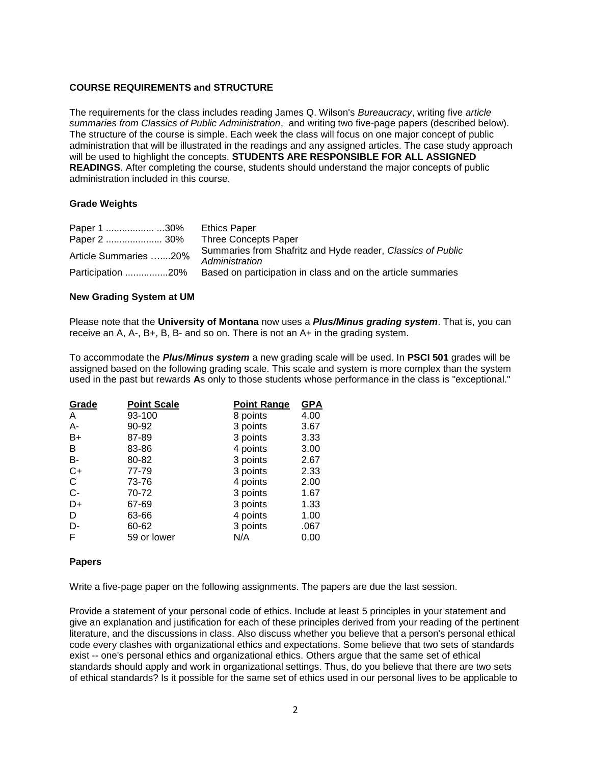### COURSE REQUIREMENTS and STRUCTURE

The requirements for the class includes reading James Q. Wilson's *Bureaucracy*, writing five *article summaries from Classics of Public Administration*, and writing two five-page papers (described below). The structure of the course is simple. Each week the class will focus on one major concept of public administration that will be illustrated in the readings and any assigned articles. The case study approach will be used to highlight the concepts. **STUDENTS ARE RESPONSIBLE FOR ALL ASSIGNED READINGS**. After completing the course, students should understand the major concepts of public administration included in this course.

### Grade Weights

| | |
|---|---|
| Paper 1 .................. ...30% | Ethics Paper |
| Paper 2 ..................... 30% | Three Concepts Paper |
| Article Summaries …....20% | Summaries from Shafritz and Hyde reader, *Classics of Public Administration* |
| Participation ................20% | Based on participation in class and on the article summaries |

### New Grading System at UM

Please note that the **University of Montana** now uses a ***Plus/Minus grading system***. That is, you can receive an A, A-, B+, B, B- and so on. There is not an A+ in the grading system.

To accommodate the ***Plus/Minus system*** a new grading scale will be used. In **PSCI 501** grades will be assigned based on the following grading scale. This scale and system is more complex than the system used in the past but rewards **A**s only to those students whose performance in the class is "exceptional."

| Grade | Point Scale | Point Range | GPA |
|---|---|---|---|
| A | 93-100 | 8 points | 4.00 |
| A- | 90-92 | 3 points | 3.67 |
| B+ | 87-89 | 3 points | 3.33 |
| B | 83-86 | 4 points | 3.00 |
| B- | 80-82 | 3 points | 2.67 |
| C+ | 77-79 | 3 points | 2.33 |
| C | 73-76 | 4 points | 2.00 |
| C- | 70-72 | 3 points | 1.67 |
| D+ | 67-69 | 3 points | 1.33 |
| D | 63-66 | 4 points | 1.00 |
| D- | 60-62 | 3 points | .067 |
| F | 59 or lower | N/A | 0.00 |

### Papers

Write a five-page paper on the following assignments. The papers are due the last session.

Provide a statement of your personal code of ethics. Include at least 5 principles in your statement and give an explanation and justification for each of these principles derived from your reading of the pertinent literature, and the discussions in class. Also discuss whether you believe that a person's personal ethical code every clashes with organizational ethics and expectations. Some believe that two sets of standards exist -- one's personal ethics and organizational ethics. Others argue that the same set of ethical standards should apply and work in organizational settings. Thus, do you believe that there are two sets of ethical standards? Is it possible for the same set of ethics used in our personal lives to be applicable to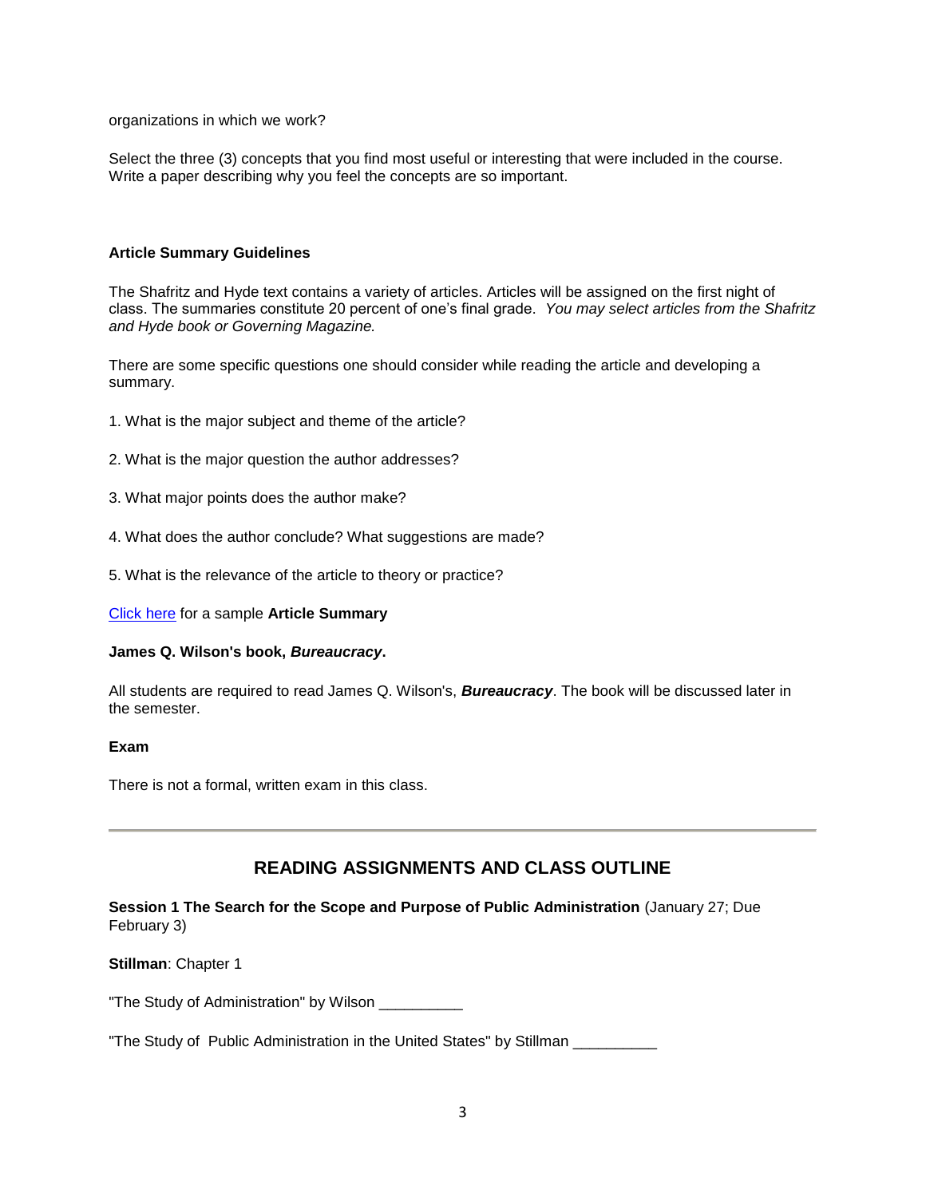organizations in which we work?

Select the three (3) concepts that you find most useful or interesting that were included in the course. Write a paper describing why you feel the concepts are so important.

**Article Summary Guidelines**

The Shafritz and Hyde text contains a variety of articles. Articles will be assigned on the first night of class. The summaries constitute 20 percent of one's final grade. *You may select articles from the Shafritz and Hyde book or Governing Magazine.*

There are some specific questions one should consider while reading the article and developing a summary.

1. What is the major subject and theme of the article?

2. What is the major question the author addresses?

3. What major points does the author make?

4. What does the author conclude? What suggestions are made?

5. What is the relevance of the article to theory or practice?

Click here for a sample **Article Summary**

**James Q. Wilson's book, *Bureaucracy*.**

All students are required to read James Q. Wilson's, ***Bureaucracy***. The book will be discussed later in the semester.

**Exam**

There is not a formal, written exam in this class.

---

## READING ASSIGNMENTS AND CLASS OUTLINE

**Session 1 The Search for the Scope and Purpose of Public Administration** (January 27; Due February 3)

**Stillman**: Chapter 1

"The Study of Administration" by Wilson __________

"The Study of Public Administration in the United States" by Stillman __________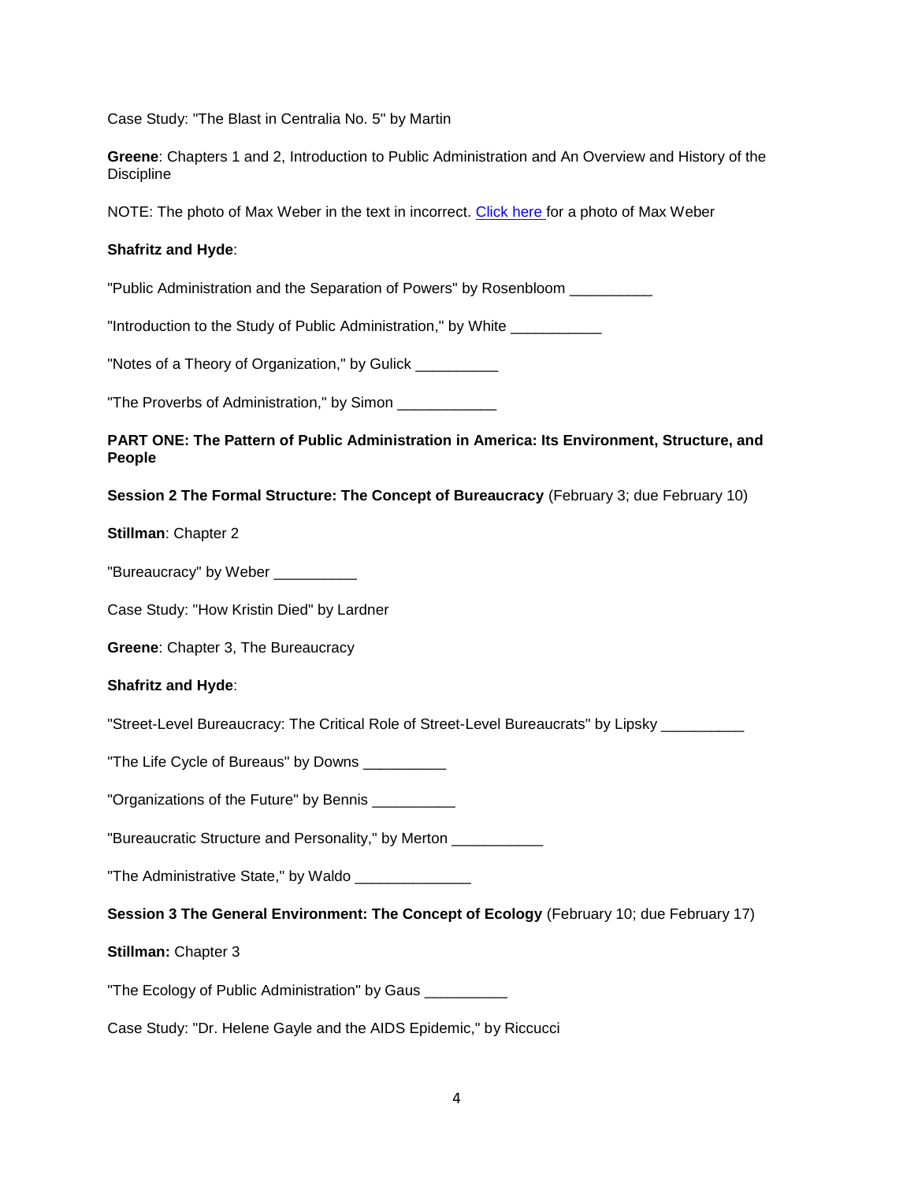Case Study: "The Blast in Centralia No. 5" by Martin

**Greene**: Chapters 1 and 2, Introduction to Public Administration and An Overview and History of the Discipline

NOTE: The photo of Max Weber in the text in incorrect. [Click here](#) for a photo of Max Weber

**Shafritz and Hyde**:

"Public Administration and the Separation of Powers" by Rosenbloom __________

"Introduction to the Study of Public Administration," by White ___________

"Notes of a Theory of Organization," by Gulick __________

"The Proverbs of Administration," by Simon ____________

**PART ONE: The Pattern of Public Administration in America: Its Environment, Structure, and People**

**Session 2 The Formal Structure: The Concept of Bureaucracy** (February 3; due February 10)

**Stillman**: Chapter 2

"Bureaucracy" by Weber __________

Case Study: "How Kristin Died" by Lardner

**Greene**: Chapter 3, The Bureaucracy

**Shafritz and Hyde**:

"Street-Level Bureaucracy: The Critical Role of Street-Level Bureaucrats" by Lipsky __________

"The Life Cycle of Bureaus" by Downs __________

"Organizations of the Future" by Bennis __________

"Bureaucratic Structure and Personality," by Merton ___________

"The Administrative State," by Waldo ______________

**Session 3 The General Environment: The Concept of Ecology** (February 10; due February 17)

**Stillman:** Chapter 3

"The Ecology of Public Administration" by Gaus __________

Case Study: "Dr. Helene Gayle and the AIDS Epidemic," by Riccucci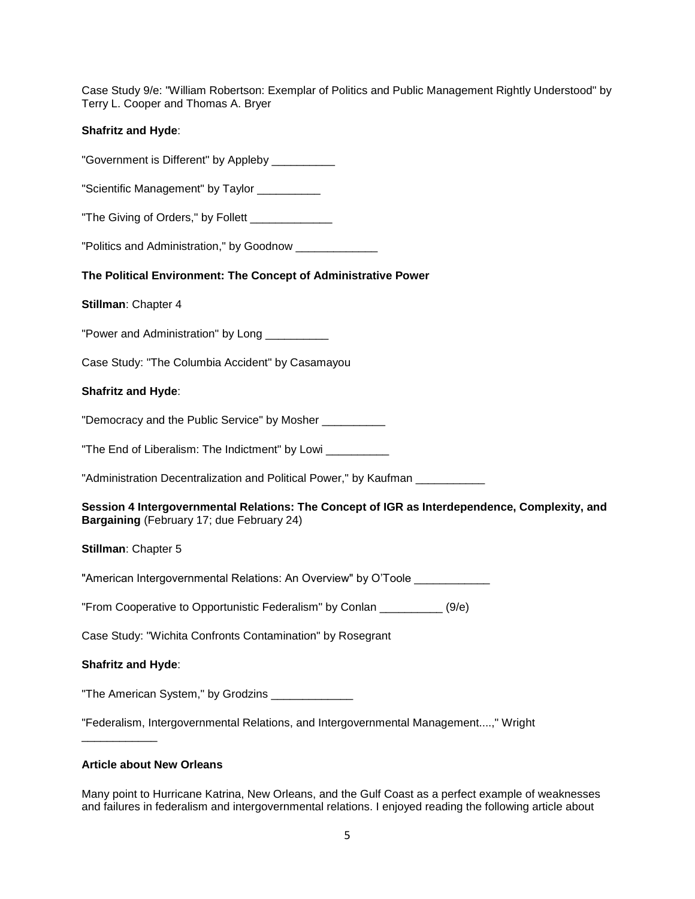Case Study 9/e: "William Robertson: Exemplar of Politics and Public Management Rightly Understood" by Terry L. Cooper and Thomas A. Bryer

**Shafritz and Hyde**:

"Government is Different" by Appleby __________

"Scientific Management" by Taylor __________

"The Giving of Orders," by Follett _____________

"Politics and Administration," by Goodnow _____________

**The Political Environment: The Concept of Administrative Power**

**Stillman**: Chapter 4

"Power and Administration" by Long __________

Case Study: "The Columbia Accident" by Casamayou

**Shafritz and Hyde**:

"Democracy and the Public Service" by Mosher __________

"The End of Liberalism: The Indictment" by Lowi __________

"Administration Decentralization and Political Power," by Kaufman ___________

**Session 4 Intergovernmental Relations: The Concept of IGR as Interdependence, Complexity, and Bargaining** (February 17; due February 24)

**Stillman**: Chapter 5

"American Intergovernmental Relations: An Overview" by O'Toole ____________

"From Cooperative to Opportunistic Federalism" by Conlan __________ (9/e)

Case Study: "Wichita Confronts Contamination" by Rosegrant

**Shafritz and Hyde**:

"The American System," by Grodzins _____________

"Federalism, Intergovernmental Relations, and Intergovernmental Management....," Wright ____________

**Article about New Orleans**

Many point to Hurricane Katrina, New Orleans, and the Gulf Coast as a perfect example of weaknesses and failures in federalism and intergovernmental relations. I enjoyed reading the following article about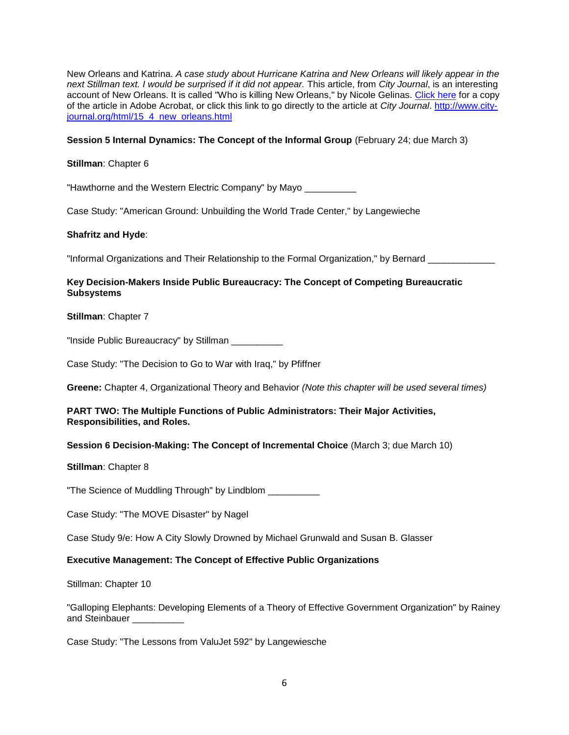New Orleans and Katrina. *A case study about Hurricane Katrina and New Orleans will likely appear in the next Stillman text. I would be surprised if it did not appear.* This article, from *City Journal*, is an interesting account of New Orleans. It is called "Who is killing New Orleans," by Nicole Gelinas. Click here for a copy of the article in Adobe Acrobat, or click this link to go directly to the article at *City Journal*. http://www.city-journal.org/html/15_4_new_orleans.html

**Session 5 Internal Dynamics: The Concept of the Informal Group** (February 24; due March 3)

**Stillman**: Chapter 6

"Hawthorne and the Western Electric Company" by Mayo __________

Case Study: "American Ground: Unbuilding the World Trade Center," by Langewieche

**Shafritz and Hyde**:

"Informal Organizations and Their Relationship to the Formal Organization," by Bernard _____________

**Key Decision-Makers Inside Public Bureaucracy: The Concept of Competing Bureaucratic Subsystems**

**Stillman**: Chapter 7

"Inside Public Bureaucracy" by Stillman __________

Case Study: "The Decision to Go to War with Iraq," by Pfiffner

**Greene:** Chapter 4, Organizational Theory and Behavior *(Note this chapter will be used several times)*

**PART TWO: The Multiple Functions of Public Administrators: Their Major Activities, Responsibilities, and Roles.**

**Session 6 Decision-Making: The Concept of Incremental Choice** (March 3; due March 10)

**Stillman**: Chapter 8

"The Science of Muddling Through" by Lindblom __________

Case Study: "The MOVE Disaster" by Nagel

Case Study 9/e: How A City Slowly Drowned by Michael Grunwald and Susan B. Glasser

**Executive Management: The Concept of Effective Public Organizations**

Stillman: Chapter 10

"Galloping Elephants: Developing Elements of a Theory of Effective Government Organization" by Rainey and Steinbauer __________

Case Study: "The Lessons from ValuJet 592" by Langewiesche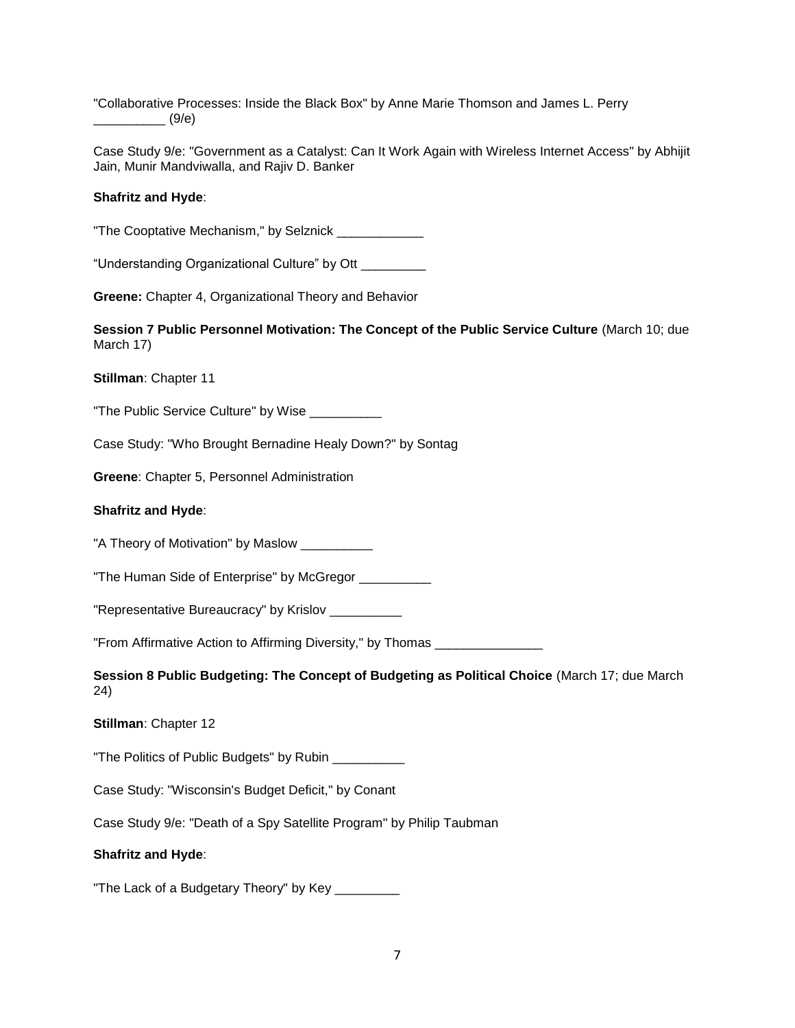"Collaborative Processes: Inside the Black Box" by Anne Marie Thomson and James L. Perry __________ (9/e)

Case Study 9/e: "Government as a Catalyst: Can It Work Again with Wireless Internet Access" by Abhijit Jain, Munir Mandviwalla, and Rajiv D. Banker

**Shafritz and Hyde**:

"The Cooptative Mechanism," by Selznick ____________

“Understanding Organizational Culture” by Ott _________

**Greene:** Chapter 4, Organizational Theory and Behavior

**Session 7 Public Personnel Motivation: The Concept of the Public Service Culture** (March 10; due March 17)

**Stillman**: Chapter 11

"The Public Service Culture" by Wise __________

Case Study: "Who Brought Bernadine Healy Down?" by Sontag

**Greene**: Chapter 5, Personnel Administration

**Shafritz and Hyde**:

"A Theory of Motivation" by Maslow __________

"The Human Side of Enterprise" by McGregor __________

"Representative Bureaucracy" by Krislov __________

"From Affirmative Action to Affirming Diversity," by Thomas _______________

**Session 8 Public Budgeting: The Concept of Budgeting as Political Choice** (March 17; due March 24)

**Stillman**: Chapter 12

"The Politics of Public Budgets" by Rubin __________

Case Study: "Wisconsin's Budget Deficit," by Conant

Case Study 9/e: "Death of a Spy Satellite Program" by Philip Taubman

**Shafritz and Hyde**:

"The Lack of a Budgetary Theory" by Key _________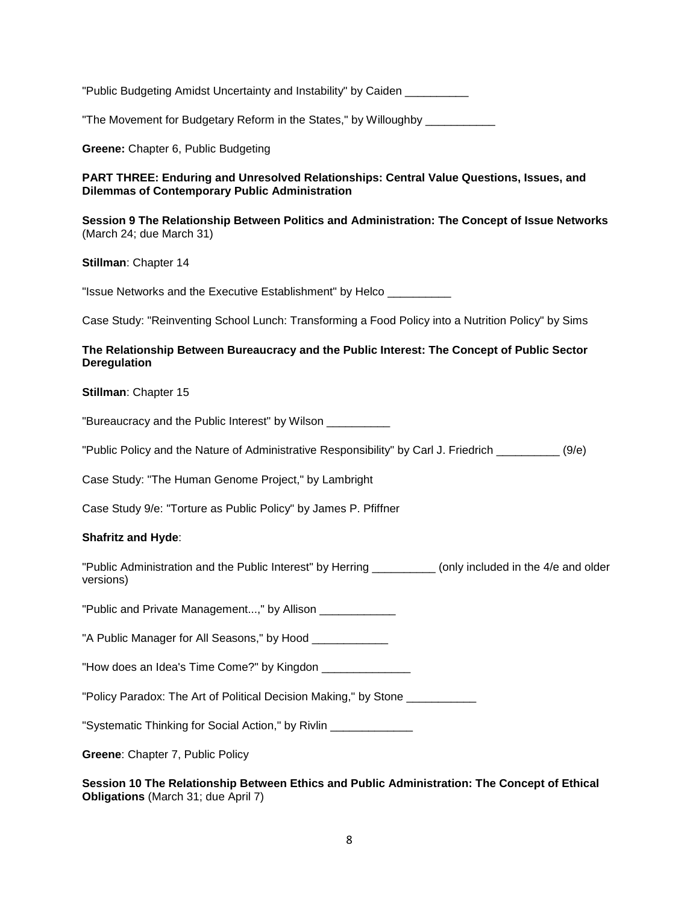"Public Budgeting Amidst Uncertainty and Instability" by Caiden __________

"The Movement for Budgetary Reform in the States," by Willoughby ___________

**Greene:** Chapter 6, Public Budgeting

**PART THREE: Enduring and Unresolved Relationships: Central Value Questions, Issues, and Dilemmas of Contemporary Public Administration**

**Session 9 The Relationship Between Politics and Administration: The Concept of Issue Networks** (March 24; due March 31)

**Stillman**: Chapter 14

"Issue Networks and the Executive Establishment" by Helco __________

Case Study: "Reinventing School Lunch: Transforming a Food Policy into a Nutrition Policy" by Sims

**The Relationship Between Bureaucracy and the Public Interest: The Concept of Public Sector Deregulation**

**Stillman**: Chapter 15

"Bureaucracy and the Public Interest" by Wilson __________

"Public Policy and the Nature of Administrative Responsibility" by Carl J. Friedrich __________ (9/e)

Case Study: "The Human Genome Project," by Lambright

Case Study 9/e: "Torture as Public Policy" by James P. Pfiffner

**Shafritz and Hyde**:

"Public Administration and the Public Interest" by Herring __________ (only included in the 4/e and older versions)

"Public and Private Management...," by Allison ____________

"A Public Manager for All Seasons," by Hood ____________

"How does an Idea's Time Come?" by Kingdon ______________

"Policy Paradox: The Art of Political Decision Making," by Stone ___________

"Systematic Thinking for Social Action," by Rivlin _____________

**Greene**: Chapter 7, Public Policy

**Session 10 The Relationship Between Ethics and Public Administration: The Concept of Ethical Obligations** (March 31; due April 7)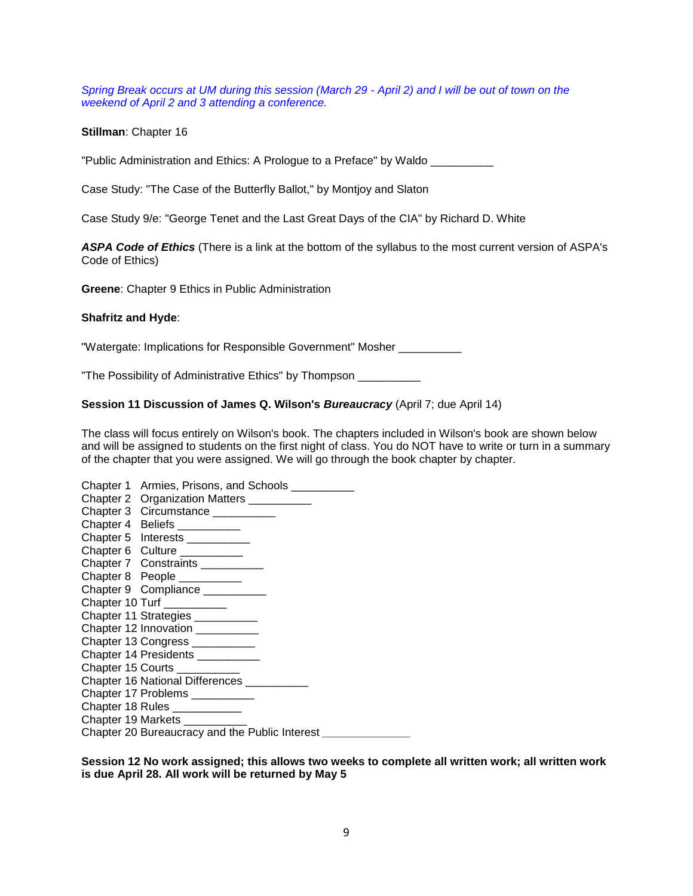*Spring Break occurs at UM during this session (March 29 - April 2) and I will be out of town on the weekend of April 2 and 3 attending a conference.*

**Stillman**: Chapter 16

"Public Administration and Ethics: A Prologue to a Preface" by Waldo __________

Case Study: "The Case of the Butterfly Ballot," by Montjoy and Slaton

Case Study 9/e: "George Tenet and the Last Great Days of the CIA" by Richard D. White

***ASPA Code of Ethics*** (There is a link at the bottom of the syllabus to the most current version of ASPA's Code of Ethics)

**Greene**: Chapter 9 Ethics in Public Administration

**Shafritz and Hyde**:

"Watergate: Implications for Responsible Government" Mosher __________

"The Possibility of Administrative Ethics" by Thompson __________

**Session 11 Discussion of James Q. Wilson's *Bureaucracy*** (April 7; due April 14)

The class will focus entirely on Wilson's book. The chapters included in Wilson's book are shown below and will be assigned to students on the first night of class. You do NOT have to write or turn in a summary of the chapter that you were assigned. We will go through the book chapter by chapter.

Chapter 1 Armies, Prisons, and Schools __________
Chapter 2 Organization Matters __________
Chapter 3 Circumstance __________
Chapter 4 Beliefs __________
Chapter 5 Interests __________
Chapter 6 Culture __________
Chapter 7 Constraints __________
Chapter 8 People __________
Chapter 9 Compliance __________
Chapter 10 Turf __________
Chapter 11 Strategies __________
Chapter 12 Innovation __________
Chapter 13 Congress __________
Chapter 14 Presidents __________
Chapter 15 Courts __________
Chapter 16 National Differences __________
Chapter 17 Problems __________
Chapter 18 Rules ___________
Chapter 19 Markets __________
Chapter 20 Bureaucracy and the Public Interest ______________

**Session 12 No work assigned; this allows two weeks to complete all written work; all written work is due April 28. All work will be returned by May 5**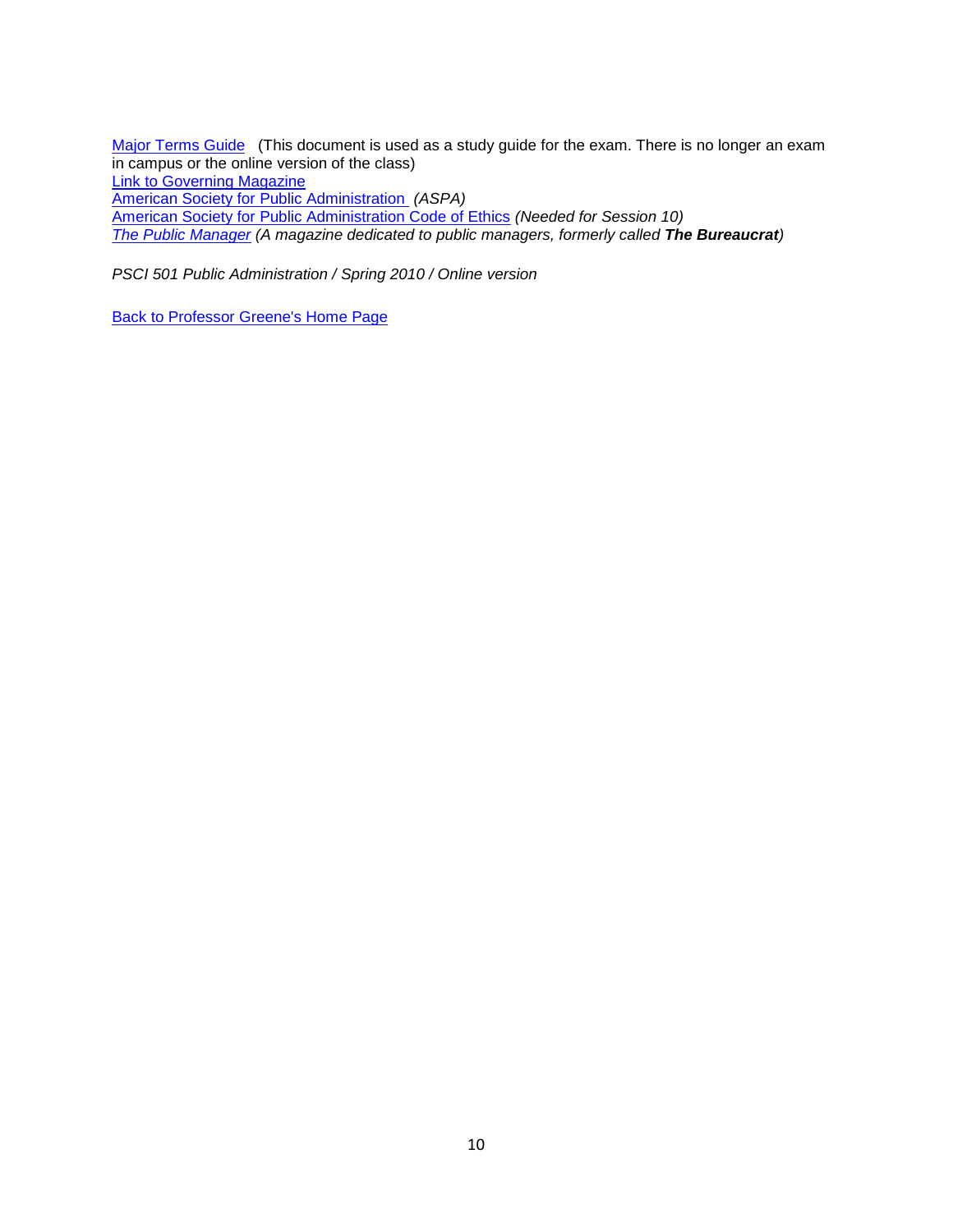Major Terms Guide (This document is used as a study guide for the exam. There is no longer an exam in campus or the online version of the class)
Link to Governing Magazine
American Society for Public Administration *(ASPA)*
American Society for Public Administration Code of Ethics *(Needed for Session 10)*
*The Public Manager* *(A magazine dedicated to public managers, formerly called* ***The Bureaucrat****)*

*PSCI 501 Public Administration / Spring 2010 / Online version*

Back to Professor Greene's Home Page